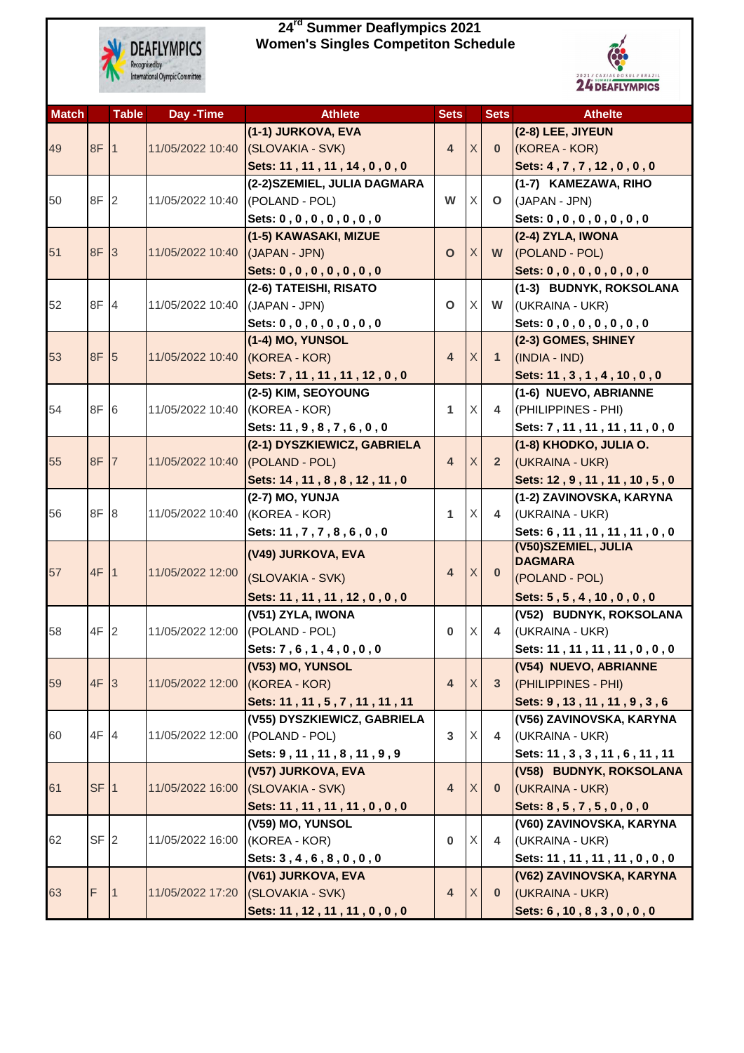# 24rd Summer Deaflympics 2021
## Women's Singles Competiton Schedule

| Match | | Table | Day -Time | Athlete | Sets | | Sets | Athelte |
|---|---|---|---|---|---|---|---|---|
| 49 | 8F | 1 | 11/05/2022 10:40 | **(1-1) JURKOVA, EVA**<br>(SLOVAKIA - SVK)<br>**Sets: 11 , 11 , 11 , 14 , 0 , 0 , 0** | **4** | X | **0** | **(2-8) LEE, JIYEUN**<br>(KOREA - KOR)<br>**Sets: 4 , 7 , 7 , 12 , 0 , 0 , 0** |
| 50 | 8F | 2 | 11/05/2022 10:40 | **(2-2)SZEMIEL, JULIA DAGMARA**<br>(POLAND - POL)<br>**Sets: 0 , 0 , 0 , 0 , 0 , 0 , 0** | **W** | X | **O** | **(1-7) KAMEZAWA, RIHO**<br>(JAPAN - JPN)<br>**Sets: 0 , 0 , 0 , 0 , 0 , 0 , 0** |
| 51 | 8F | 3 | 11/05/2022 10:40 | **(1-5) KAWASAKI, MIZUE**<br>(JAPAN - JPN)<br>**Sets: 0 , 0 , 0 , 0 , 0 , 0 , 0** | **O** | X | **W** | **(2-4) ZYLA, IWONA**<br>(POLAND - POL)<br>**Sets: 0 , 0 , 0 , 0 , 0 , 0 , 0** |
| 52 | 8F | 4 | 11/05/2022 10:40 | **(2-6) TATEISHI, RISATO**<br>(JAPAN - JPN)<br>**Sets: 0 , 0 , 0 , 0 , 0 , 0 , 0** | **O** | X | **W** | **(1-3) BUDNYK, ROKSOLANA**<br>(UKRAINA - UKR)<br>**Sets: 0 , 0 , 0 , 0 , 0 , 0 , 0** |
| 53 | 8F | 5 | 11/05/2022 10:40 | **(1-4) MO, YUNSOL**<br>(KOREA - KOR)<br>**Sets: 7 , 11 , 11 , 11 , 12 , 0 , 0** | **4** | X | **1** | **(2-3) GOMES, SHINEY**<br>(INDIA - IND)<br>**Sets: 11 , 3 , 1 , 4 , 10 , 0 , 0** |
| 54 | 8F | 6 | 11/05/2022 10:40 | **(2-5) KIM, SEOYOUNG**<br>(KOREA - KOR)<br>**Sets: 11 , 9 , 8 , 7 , 6 , 0 , 0** | **1** | X | **4** | **(1-6) NUEVO, ABRIANNE**<br>(PHILIPPINES - PHI)<br>**Sets: 7 , 11 , 11 , 11 , 11 , 0 , 0** |
| 55 | 8F | 7 | 11/05/2022 10:40 | **(2-1) DYSZKIEWICZ, GABRIELA**<br>(POLAND - POL)<br>**Sets: 14 , 11 , 8 , 8 , 12 , 11 , 0** | **4** | X | **2** | **(1-8) KHODKO, JULIA O.**<br>(UKRAINA - UKR)<br>**Sets: 12 , 9 , 11 , 11 , 10 , 5 , 0** |
| 56 | 8F | 8 | 11/05/2022 10:40 | **(2-7) MO, YUNJA**<br>(KOREA - KOR)<br>**Sets: 11 , 7 , 7 , 8 , 6 , 0 , 0** | **1** | X | **4** | **(1-2) ZAVINOVSKA, KARYNA**<br>(UKRAINA - UKR)<br>**Sets: 6 , 11 , 11 , 11 , 11 , 0 , 0** |
| 57 | 4F | 1 | 11/05/2022 12:00 | **(V49) JURKOVA, EVA**<br>(SLOVAKIA - SVK)<br>**Sets: 11 , 11 , 11 , 12 , 0 , 0 , 0** | **4** | X | **0** | **(V50)SZEMIEL, JULIA DAGMARA**<br>(POLAND - POL)<br>**Sets: 5 , 5 , 4 , 10 , 0 , 0 , 0** |
| 58 | 4F | 2 | 11/05/2022 12:00 | **(V51) ZYLA, IWONA**<br>(POLAND - POL)<br>**Sets: 7 , 6 , 1 , 4 , 0 , 0 , 0** | **0** | X | **4** | **(V52) BUDNYK, ROKSOLANA**<br>(UKRAINA - UKR)<br>**Sets: 11 , 11 , 11 , 11 , 0 , 0 , 0** |
| 59 | 4F | 3 | 11/05/2022 12:00 | **(V53) MO, YUNSOL**<br>(KOREA - KOR)<br>**Sets: 11 , 11 , 5 , 7 , 11 , 11 , 11** | **4** | X | **3** | **(V54) NUEVO, ABRIANNE**<br>(PHILIPPINES - PHI)<br>**Sets: 9 , 13 , 11 , 11 , 9 , 3 , 6** |
| 60 | 4F | 4 | 11/05/2022 12:00 | **(V55) DYSZKIEWICZ, GABRIELA**<br>(POLAND - POL)<br>**Sets: 9 , 11 , 11 , 8 , 11 , 9 , 9** | **3** | X | **4** | **(V56) ZAVINOVSKA, KARYNA**<br>(UKRAINA - UKR)<br>**Sets: 11 , 3 , 3 , 11 , 6 , 11 , 11** |
| 61 | SF | 1 | 11/05/2022 16:00 | **(V57) JURKOVA, EVA**<br>(SLOVAKIA - SVK)<br>**Sets: 11 , 11 , 11 , 11 , 0 , 0 , 0** | **4** | X | **0** | **(V58) BUDNYK, ROKSOLANA**<br>(UKRAINA - UKR)<br>**Sets: 8 , 5 , 7 , 5 , 0 , 0 , 0** |
| 62 | SF | 2 | 11/05/2022 16:00 | **(V59) MO, YUNSOL**<br>(KOREA - KOR)<br>**Sets: 3 , 4 , 6 , 8 , 0 , 0 , 0** | **0** | X | **4** | **(V60) ZAVINOVSKA, KARYNA**<br>(UKRAINA - UKR)<br>**Sets: 11 , 11 , 11 , 11 , 0 , 0 , 0** |
| 63 | F | 1 | 11/05/2022 17:20 | **(V61) JURKOVA, EVA**<br>(SLOVAKIA - SVK)<br>**Sets: 11 , 12 , 11 , 11 , 0 , 0 , 0** | **4** | X | **0** | **(V62) ZAVINOVSKA, KARYNA**<br>(UKRAINA - UKR)<br>**Sets: 6 , 10 , 8 , 3 , 0 , 0 , 0** |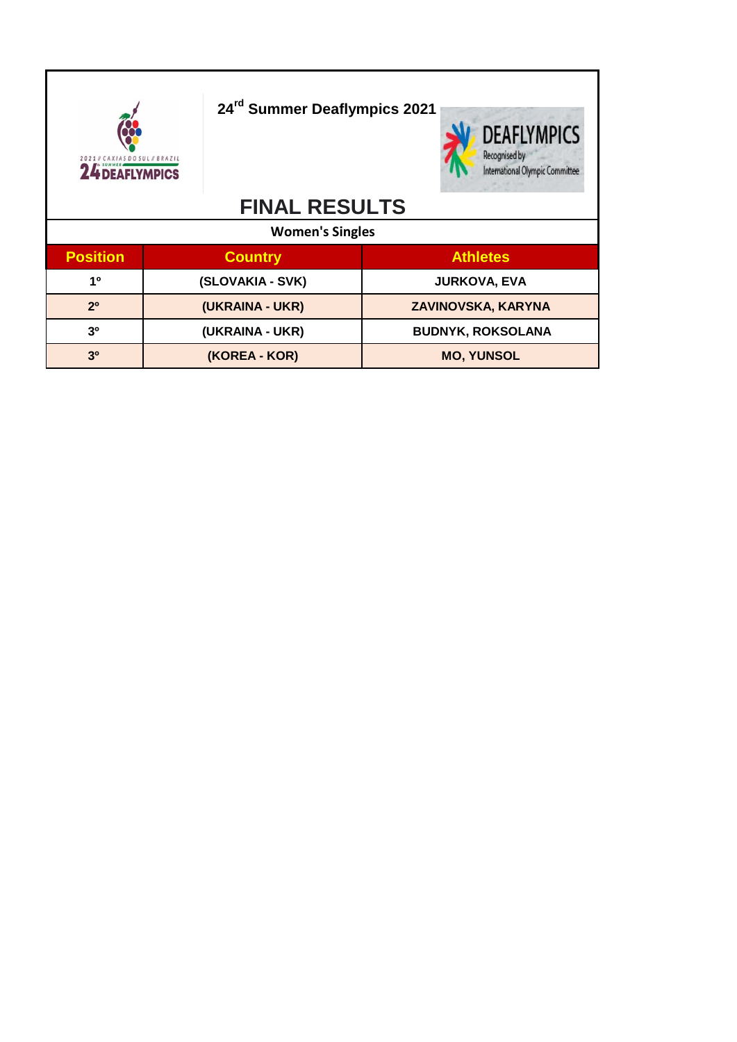24th Summer Deaflympics 2021

# FINAL RESULTS

## Women's Singles

| Position | Country | Athletes |
|---|---|---|
| 1º | (SLOVAKIA - SVK) | JURKOVA, EVA |
| 2º | (UKRAINA - UKR) | ZAVINOVSKA, KARYNA |
| 3º | (UKRAINA - UKR) | BUDNYK, ROKSOLANA |
| 3º | (KOREA - KOR) | MO, YUNSOL |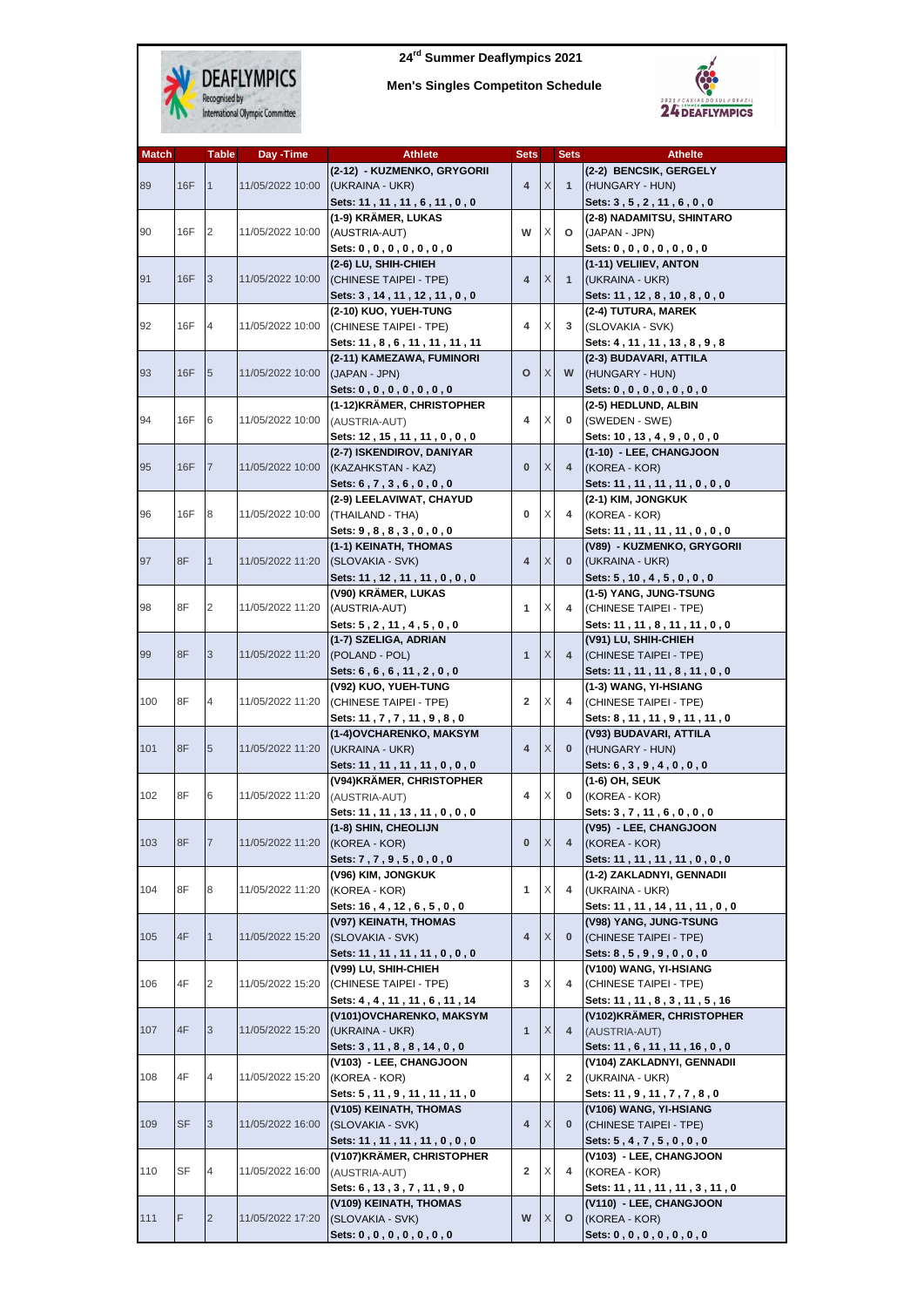# 24[rd] Summer Deaflympics 2021

## Men's Singles Competiton Schedule

| Match | | Table | Day -Time | Athlete | Sets | | Sets | Athelte |
|---|---|---|---|---|---|---|---|---|
| 89 | 16F | 1 | 11/05/2022 10:00 | **(2-12) - KUZMENKO, GRYGORII** (UKRAINA - UKR) **Sets: 11 , 11 , 11 , 6 , 11 , 0 , 0** | **4** | X | **1** | **(2-2) BENCSIK, GERGELY** (HUNGARY - HUN) **Sets: 3 , 5 , 2 , 11 , 6 , 0 , 0** |
| 90 | 16F | 2 | 11/05/2022 10:00 | **(1-9) KRÄMER, LUKAS** (AUSTRIA-AUT) **Sets: 0 , 0 , 0 , 0 , 0 , 0 , 0** | **W** | X | **O** | **(2-8) NADAMITSU, SHINTARO** (JAPAN - JPN) **Sets: 0 , 0 , 0 , 0 , 0 , 0 , 0** |
| 91 | 16F | 3 | 11/05/2022 10:00 | **(2-6) LU, SHIH-CHIEH** (CHINESE TAIPEI - TPE) **Sets: 3 , 14 , 11 , 12 , 11 , 0 , 0** | **4** | X | **1** | **(1-11) VELIIEV, ANTON** (UKRAINA - UKR) **Sets: 11 , 12 , 8 , 10 , 8 , 0 , 0** |
| 92 | 16F | 4 | 11/05/2022 10:00 | **(2-10) KUO, YUEH-TUNG** (CHINESE TAIPEI - TPE) **Sets: 11 , 8 , 6 , 11 , 11 , 11 , 11** | **4** | X | **3** | **(2-4) TUTURA, MAREK** (SLOVAKIA - SVK) **Sets: 4 , 11 , 11 , 13 , 8 , 9 , 8** |
| 93 | 16F | 5 | 11/05/2022 10:00 | **(2-11) KAMEZAWA, FUMINORI** (JAPAN - JPN) **Sets: 0 , 0 , 0 , 0 , 0 , 0 , 0** | **O** | X | **W** | **(2-3) BUDAVARI, ATTILA** (HUNGARY - HUN) **Sets: 0 , 0 , 0 , 0 , 0 , 0 , 0** |
| 94 | 16F | 6 | 11/05/2022 10:00 | **(1-12)KRÄMER, CHRISTOPHER** (AUSTRIA-AUT) **Sets: 12 , 15 , 11 , 11 , 0 , 0 , 0** | **4** | X | **0** | **(2-5) HEDLUND, ALBIN** (SWEDEN - SWE) **Sets: 10 , 13 , 4 , 9 , 0 , 0 , 0** |
| 95 | 16F | 7 | 11/05/2022 10:00 | **(2-7) ISKENDIROV, DANIYAR** (KAZAKHSTAN - KAZ) **Sets: 6 , 7 , 3 , 6 , 0 , 0 , 0** | **0** | X | **4** | **(1-10) - LEE, CHANGJOON** (KOREA - KOR) **Sets: 11 , 11 , 11 , 11 , 0 , 0 , 0** |
| 96 | 16F | 8 | 11/05/2022 10:00 | **(2-9) LEELAVIWAT, CHAYUD** (THAILAND - THA) **Sets: 9 , 8 , 8 , 3 , 0 , 0 , 0** | **0** | X | **4** | **(2-1) KIM, JONGKUK** (KOREA - KOR) **Sets: 11 , 11 , 11 , 11 , 0 , 0 , 0** |
| 97 | 8F | 1 | 11/05/2022 11:20 | **(1-1) KEINATH, THOMAS** (SLOVAKIA - SVK) **Sets: 11 , 12 , 11 , 11 , 0 , 0 , 0** | **4** | X | **0** | **(V89) - KUZMENKO, GRYGORII** (UKRAINA - UKR) **Sets: 5 , 10 , 4 , 5 , 0 , 0 , 0** |
| 98 | 8F | 2 | 11/05/2022 11:20 | **(V90) KRÄMER, LUKAS** (AUSTRIA-AUT) **Sets: 5 , 2 , 11 , 4 , 5 , 0 , 0** | **1** | X | **4** | **(1-5) YANG, JUNG-TSUNG** (CHINESE TAIPEI - TPE) **Sets: 11 , 11 , 8 , 11 , 11 , 0 , 0** |
| 99 | 8F | 3 | 11/05/2022 11:20 | **(1-7) SZELIGA, ADRIAN** (POLAND - POL) **Sets: 6 , 6 , 6 , 11 , 2 , 0 , 0** | **1** | X | **4** | **(V91) LU, SHIH-CHIEH** (CHINESE TAIPEI - TPE) **Sets: 11 , 11 , 11 , 8 , 11 , 0 , 0** |
| 100 | 8F | 4 | 11/05/2022 11:20 | **(V92) KUO, YUEH-TUNG** (CHINESE TAIPEI - TPE) **Sets: 11 , 7 , 7 , 11 , 9 , 8 , 0** | **2** | X | **4** | **(1-3) WANG, YI-HSIANG** (CHINESE TAIPEI - TPE) **Sets: 8 , 11 , 11 , 9 , 11 , 11 , 0** |
| 101 | 8F | 5 | 11/05/2022 11:20 | **(1-4)OVCHARENKO, MAKSYM** (UKRAINA - UKR) **Sets: 11 , 11 , 11 , 11 , 0 , 0 , 0** | **4** | X | **0** | **(V93) BUDAVARI, ATTILA** (HUNGARY - HUN) **Sets: 6 , 3 , 9 , 4 , 0 , 0 , 0** |
| 102 | 8F | 6 | 11/05/2022 11:20 | **(V94)KRÄMER, CHRISTOPHER** (AUSTRIA-AUT) **Sets: 11 , 11 , 13 , 11 , 0 , 0 , 0** | **4** | X | **0** | **(1-6) OH, SEUK** (KOREA - KOR) **Sets: 3 , 7 , 11 , 6 , 0 , 0 , 0** |
| 103 | 8F | 7 | 11/05/2022 11:20 | **(1-8) SHIN, CHEOLIJN** (KOREA - KOR) **Sets: 7 , 7 , 9 , 5 , 0 , 0 , 0** | **0** | X | **4** | **(V95) - LEE, CHANGJOON** (KOREA - KOR) **Sets: 11 , 11 , 11 , 11 , 0 , 0 , 0** |
| 104 | 8F | 8 | 11/05/2022 11:20 | **(V96) KIM, JONGKUK** (KOREA - KOR) **Sets: 16 , 4 , 12 , 6 , 5 , 0 , 0** | **1** | X | **4** | **(1-2) ZAKLADNYI, GENNADII** (UKRAINA - UKR) **Sets: 11 , 11 , 14 , 11 , 11 , 0 , 0** |
| 105 | 4F | 1 | 11/05/2022 15:20 | **(V97) KEINATH, THOMAS** (SLOVAKIA - SVK) **Sets: 11 , 11 , 11 , 11 , 0 , 0 , 0** | **4** | X | **0** | **(V98) YANG, JUNG-TSUNG** (CHINESE TAIPEI - TPE) **Sets: 8 , 5 , 9 , 9 , 0 , 0 , 0** |
| 106 | 4F | 2 | 11/05/2022 15:20 | **(V99) LU, SHIH-CHIEH** (CHINESE TAIPEI - TPE) **Sets: 4 , 4 , 11 , 11 , 6 , 11 , 14** | **3** | X | **4** | **(V100) WANG, YI-HSIANG** (CHINESE TAIPEI - TPE) **Sets: 11 , 11 , 8 , 3 , 11 , 5 , 16** |
| 107 | 4F | 3 | 11/05/2022 15:20 | **(V101)OVCHARENKO, MAKSYM** (UKRAINA - UKR) **Sets: 3 , 11 , 8 , 8 , 14 , 0 , 0** | **1** | X | **4** | **(V102)KRÄMER, CHRISTOPHER** (AUSTRIA-AUT) **Sets: 11 , 6 , 11 , 11 , 16 , 0 , 0** |
| 108 | 4F | 4 | 11/05/2022 15:20 | **(V103) - LEE, CHANGJOON** (KOREA - KOR) **Sets: 5 , 11 , 9 , 11 , 11 , 11 , 0** | **4** | X | **2** | **(V104) ZAKLADNYI, GENNADII** (UKRAINA - UKR) **Sets: 11 , 9 , 11 , 7 , 7 , 8 , 0** |
| 109 | SF | 3 | 11/05/2022 16:00 | **(V105) KEINATH, THOMAS** (SLOVAKIA - SVK) **Sets: 11 , 11 , 11 , 11 , 0 , 0 , 0** | **4** | X | **0** | **(V106) WANG, YI-HSIANG** (CHINESE TAIPEI - TPE) **Sets: 5 , 4 , 7 , 5 , 0 , 0 , 0** |
| 110 | SF | 4 | 11/05/2022 16:00 | **(V107)KRÄMER, CHRISTOPHER** (AUSTRIA-AUT) **Sets: 6 , 13 , 3 , 7 , 11 , 9 , 0** | **2** | X | **4** | **(V103) - LEE, CHANGJOON** (KOREA - KOR) **Sets: 11 , 11 , 11 , 11 , 3 , 11 , 0** |
| 111 | F | 2 | 11/05/2022 17:20 | **(V109) KEINATH, THOMAS** (SLOVAKIA - SVK) **Sets: 0 , 0 , 0 , 0 , 0 , 0 , 0** | **W** | X | **O** | **(V110) - LEE, CHANGJOON** (KOREA - KOR) **Sets: 0 , 0 , 0 , 0 , 0 , 0 , 0** |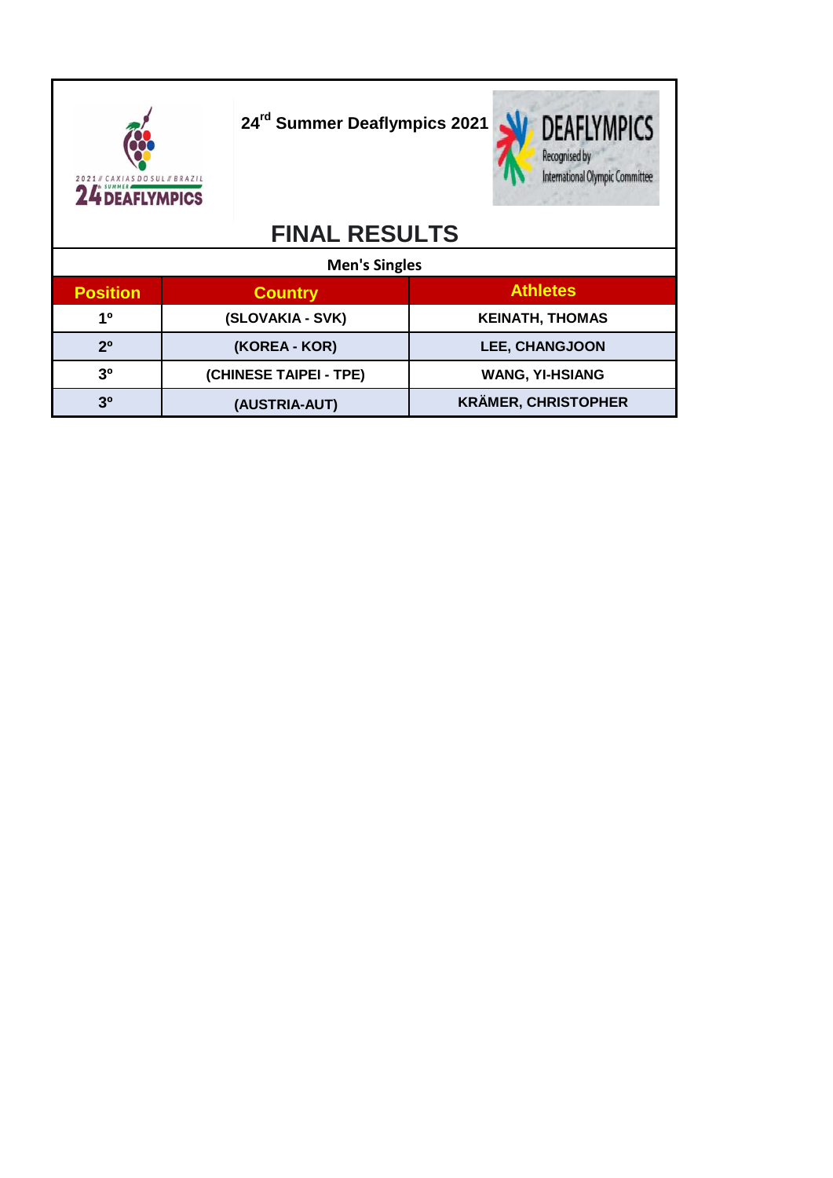24rd Summer Deaflympics 2021

# FINAL RESULTS

## Men's Singles

| Position | Country | Athletes |
|---|---|---|
| 1º | (SLOVAKIA - SVK) | KEINATH, THOMAS |
| 2º | (KOREA - KOR) | LEE, CHANGJOON |
| 3º | (CHINESE TAIPEI - TPE) | WANG, YI-HSIANG |
| 3º | (AUSTRIA-AUT) | KRÄMER, CHRISTOPHER |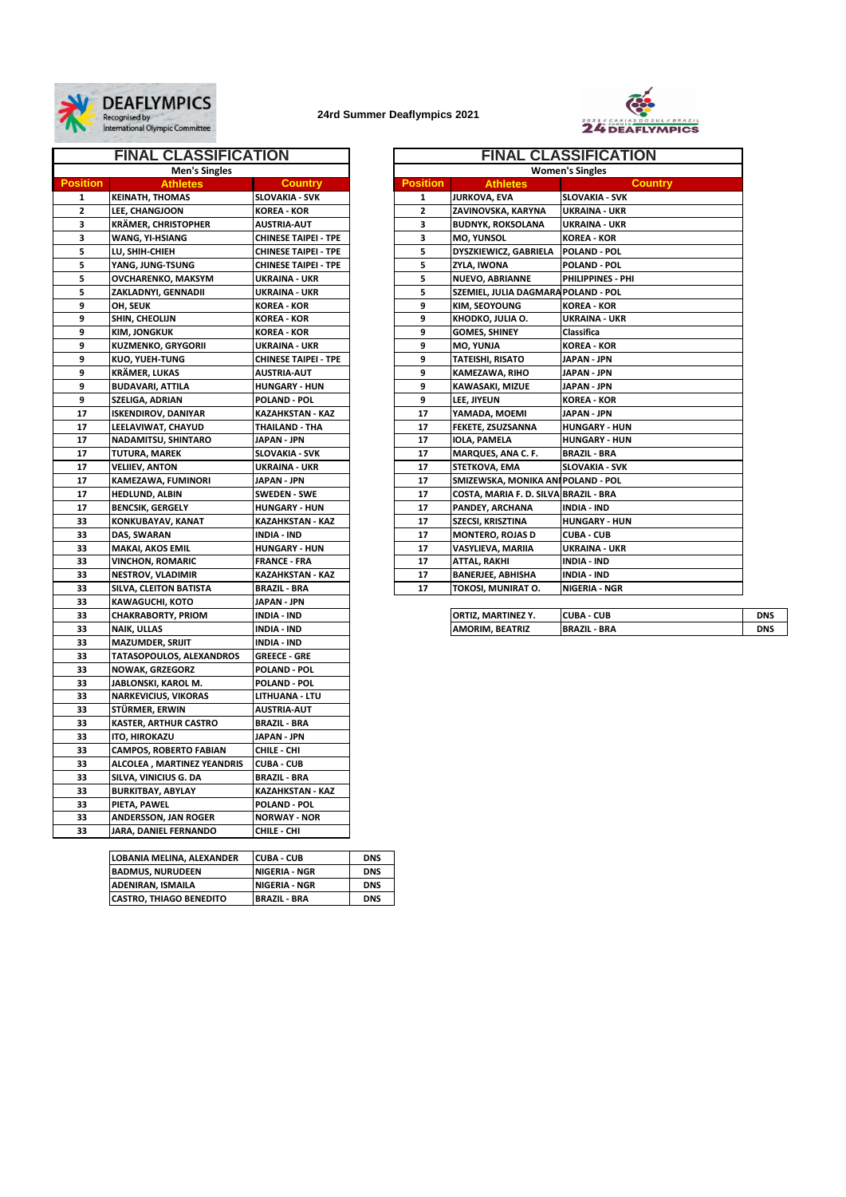DEAFLYMPICS
Recognised by International Olympic Committee

24rd Summer Deaflympics 2021

24 DEAFLYMPICS

## FINAL CLASSIFICATION

### Men's Singles

| Position | Athletes | Country |
|---|---|---|
| 1 | KEINATH, THOMAS | SLOVAKIA - SVK |
| 2 | LEE, CHANGJOON | KOREA - KOR |
| 3 | KRÄMER, CHRISTOPHER | AUSTRIA-AUT |
| 3 | WANG, YI-HSIANG | CHINESE TAIPEI - TPE |
| 5 | LU, SHIH-CHIEH | CHINESE TAIPEI - TPE |
| 5 | YANG, JUNG-TSUNG | CHINESE TAIPEI - TPE |
| 5 | OVCHARENKO, MAKSYM | UKRAINA - UKR |
| 5 | ZAKLADNYI, GENNADII | UKRAINA - UKR |
| 9 | OH, SEUK | KOREA - KOR |
| 9 | SHIN, CHEOLIJN | KOREA - KOR |
| 9 | KIM, JONGKUK | KOREA - KOR |
| 9 | KUZMENKO, GRYGORII | UKRAINA - UKR |
| 9 | KUO, YUEH-TUNG | CHINESE TAIPEI - TPE |
| 9 | KRÄMER, LUKAS | AUSTRIA-AUT |
| 9 | BUDAVARI, ATTILA | HUNGARY - HUN |
| 9 | SZELIGA, ADRIAN | POLAND - POL |
| 17 | ISKENDIROV, DANIYAR | KAZAHKSTAN - KAZ |
| 17 | LEELAVIWAT, CHAYUD | THAILAND - THA |
| 17 | NADAMITSU, SHINTARO | JAPAN - JPN |
| 17 | TUTURA, MAREK | SLOVAKIA - SVK |
| 17 | VELIIEV, ANTON | UKRAINA - UKR |
| 17 | KAMEZAWA, FUMINORI | JAPAN - JPN |
| 17 | HEDLUND, ALBIN | SWEDEN - SWE |
| 17 | BENCSIK, GERGELY | HUNGARY - HUN |
| 33 | KONKUBAYAV, KANAT | KAZAHKSTAN - KAZ |
| 33 | DAS, SWARAN | INDIA - IND |
| 33 | MAKAI, AKOS EMIL | HUNGARY - HUN |
| 33 | VINCHON, ROMARIC | FRANCE - FRA |
| 33 | NESTROV, VLADIMIR | KAZAHKSTAN - KAZ |
| 33 | SILVA, CLEITON BATISTA | BRAZIL - BRA |
| 33 | KAWAGUCHI, KOTO | JAPAN - JPN |
| 33 | CHAKRABORTY, PRIOM | INDIA - IND |
| 33 | NAIK, ULLAS | INDIA - IND |
| 33 | MAZUMDER, SRIJIT | INDIA - IND |
| 33 | TATASOPOULOS, ALEXANDROS | GREECE - GRE |
| 33 | NOWAK, GRZEGORZ | POLAND - POL |
| 33 | JABLONSKI, KAROL M. | POLAND - POL |
| 33 | NARKEVICIUS, VIKORAS | LITHUANIA - LTU |
| 33 | STÜRMER, ERWIN | AUSTRIA-AUT |
| 33 | KASTER, ARTHUR CASTRO | BRAZIL - BRA |
| 33 | ITO, HIROKAZU | JAPAN - JPN |
| 33 | CAMPOS, ROBERTO FABIAN | CHILE - CHI |
| 33 | ALCOLEA , MARTINEZ YEANDRIS | CUBA - CUB |
| 33 | SILVA, VINICIUS G. DA | BRAZIL - BRA |
| 33 | BURKITBAY, ABYLAY | KAZAHKSTAN - KAZ |
| 33 | PIETA, PAWEL | POLAND - POL |
| 33 | ANDERSSON, JAN ROGER | NORWAY - NOR |
| 33 | JARA, DANIEL FERNANDO | CHILE - CHI |

| | | |
|---|---|---|
| LOBANIA MELINA, ALEXANDER | CUBA - CUB | DNS |
| BADMUS, NURUDEEN | NIGERIA - NGR | DNS |
| ADENIRAN, ISMAILA | NIGERIA - NGR | DNS |
| CASTRO, THIAGO BENEDITO | BRAZIL - BRA | DNS |

## FINAL CLASSIFICATION

### Women's Singles

| Position | Athletes | Country |
|---|---|---|
| 1 | JURKOVA, EVA | SLOVAKIA - SVK |
| 2 | ZAVINOVSKA, KARYNA | UKRAINA - UKR |
| 3 | BUDNYK, ROKSOLANA | UKRAINA - UKR |
| 3 | MO, YUNSOL | KOREA - KOR |
| 5 | DYSZKIEWICZ, GABRIELA | POLAND - POL |
| 5 | ZYLA, IWONA | POLAND - POL |
| 5 | NUEVO, ABRIANNE | PHILIPPINES - PHI |
| 5 | SZEMIEL, JULIA DAGMARA | POLAND - POL |
| 9 | KIM, SEOYOUNG | KOREA - KOR |
| 9 | KHODKO, JULIA O. | UKRAINA - UKR |
| 9 | GOMES, SHINEY | Classifica |
| 9 | MO, YUNJA | KOREA - KOR |
| 9 | TATEISHI, RISATO | JAPAN - JPN |
| 9 | KAMEZAWA, RIHO | JAPAN - JPN |
| 9 | KAWASAKI, MIZUE | JAPAN - JPN |
| 9 | LEE, JIYEUN | KOREA - KOR |
| 17 | YAMADA, MOEMI | JAPAN - JPN |
| 17 | FEKETE, ZSUZSANNA | HUNGARY - HUN |
| 17 | IOLA, PAMELA | HUNGARY - HUN |
| 17 | MARQUES, ANA C. F. | BRAZIL - BRA |
| 17 | STETKOVA, EMA | SLOVAKIA - SVK |
| 17 | SMIZEWSKA, MONIKA ANI | POLAND - POL |
| 17 | COSTA, MARIA F. D. SILVA | BRAZIL - BRA |
| 17 | PANDEY, ARCHANA | INDIA - IND |
| 17 | SZECSI, KRISZTINA | HUNGARY - HUN |
| 17 | MONTERO, ROJAS D | CUBA - CUB |
| 17 | VASYLIEVA, MARIIA | UKRAINA - UKR |
| 17 | ATTAL, RAKHI | INDIA - IND |
| 17 | BANERJEE, ABHISHA | INDIA - IND |
| 17 | TOKOSI, MUNIRAT O. | NIGERIA - NGR |

| | | |
|---|---|---|
| ORTIZ, MARTINEZ Y. | CUBA - CUB | DNS |
| AMORIM, BEATRIZ | BRAZIL - BRA | DNS |